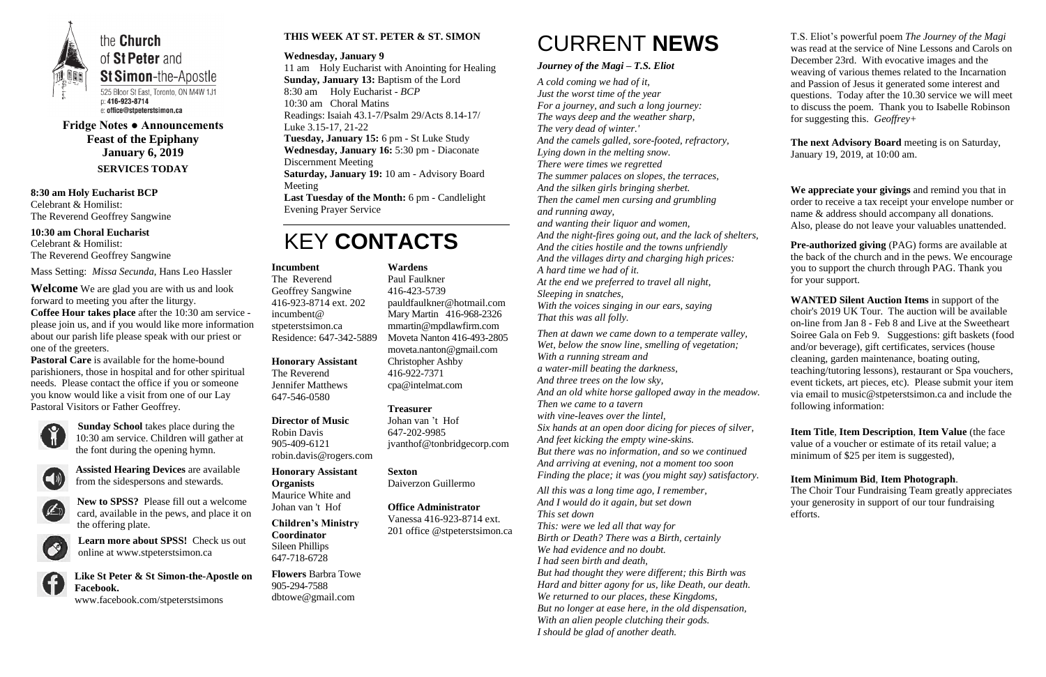the **Church** of **St Peter** and **St Simon**-the-Apostle

525 Bloor St East, Toronto, ON M4W 1J1
p: **416-923-8714**
e: **office@stpeterstsimon.ca**

**Fridge Notes ● Announcements**
**Feast of the Epiphany**
**January 6, 2019**

**SERVICES TODAY**

**8:30 am Holy Eucharist BCP**
Celebrant & Homilist:
The Reverend Geoffrey Sangwine

**10:30 am Choral Eucharist**
Celebrant & Homilist:
The Reverend Geoffrey Sangwine

Mass Setting: *Missa Secunda*, Hans Leo Hassler

**Welcome** We are glad you are with us and look forward to meeting you after the liturgy.

**Coffee Hour takes place** after the 10:30 am service - please join us, and if you would like more information about our parish life please speak with our priest or one of the greeters.

**Pastoral Care** is available for the home-bound parishioners, those in hospital and for other spiritual needs. Please contact the office if you or someone you know would like a visit from one of our Lay Pastoral Visitors or Father Geoffrey.

**Sunday School** takes place during the 10:30 am service. Children will gather at the font during the opening hymn.

**Assisted Hearing Devices** are available from the sidespersons and stewards.

**New to SPSS?** Please fill out a welcome card, available in the pews, and place it on the offering plate.

**Learn more about SPSS!** Check us out online at www.stpeterstsimon.ca

**Like St Peter & St Simon-the-Apostle on Facebook.**
www.facebook.com/stpeterstsimons

## THIS WEEK AT ST. PETER & ST. SIMON

**Wednesday, January 9**
11 am Holy Eucharist with Anointing for Healing
**Sunday, January 13:** Baptism of the Lord
8:30 am Holy Eucharist - *BCP*
10:30 am Choral Matins
Readings: Isaiah 43.1-7/Psalm 29/Acts 8.14-17/ Luke 3.15-17, 21-22
**Tuesday, January 15:** 6 pm - St Luke Study
**Wednesday, January 16:** 5:30 pm - Diaconate Discernment Meeting
**Saturday, January 19:** 10 am - Advisory Board Meeting
**Last Tuesday of the Month:** 6 pm - Candlelight Evening Prayer Service

# KEY **CONTACTS**

**Incumbent**
The Reverend
Geoffrey Sangwine
416-923-8714 ext. 202
incumbent@stpeterstsimon.ca
Residence: 647-342-5889

**Honorary Assistant**
The Reverend
Jennifer Matthews
647-546-0580

**Director of Music**
Robin Davis
905-409-6121
robin.davis@rogers.com

**Honorary Assistant Organists**
Maurice White and
Johan van 't Hof

**Children's Ministry Coordinator**
Sileen Phillips
647-718-6728

**Flowers** Barbra Towe
905-294-7588
dbtowe@gmail.com

**Wardens**
Paul Faulkner
416-423-5739
pauldfaulkner@hotmail.com
Mary Martin 416-968-2326
mmartin@mpdlawfirm.com
Moveta Nanton 416-493-2805
moveta.nanton@gmail.com
Christopher Ashby
416-922-7371
cpa@intelmat.com

**Treasurer**
Johan van 't Hof
647-202-9985
jvanthof@tonbridgecorp.com

**Sexton**
Daiverzon Guillermo

**Office Administrator**
Vanessa 416-923-8714 ext. 201 office @stpeterstsimon.ca

# CURRENT **NEWS**

***Journey of the Magi – T.S. Eliot***

*A cold coming we had of it,*
*Just the worst time of the year*
*For a journey, and such a long journey:*
*The ways deep and the weather sharp,*
*The very dead of winter.'*
*And the camels galled, sore-footed, refractory,*
*Lying down in the melting snow.*
*There were times we regretted*
*The summer palaces on slopes, the terraces,*
*And the silken girls bringing sherbet.*
*Then the camel men cursing and grumbling*
*and running away,*
*and wanting their liquor and women,*
*And the night-fires going out, and the lack of shelters,*
*And the cities hostile and the towns unfriendly*
*And the villages dirty and charging high prices:*
*A hard time we had of it.*
*At the end we preferred to travel all night,*
*Sleeping in snatches,*
*With the voices singing in our ears, saying*
*That this was all folly.*

*Then at dawn we came down to a temperate valley,*
*Wet, below the snow line, smelling of vegetation;*
*With a running stream and*
*a water-mill beating the darkness,*
*And three trees on the low sky,*
*And an old white horse galloped away in the meadow.*
*Then we came to a tavern*
*with vine-leaves over the lintel,*
*Six hands at an open door dicing for pieces of silver,*
*And feet kicking the empty wine-skins.*
*But there was no information, and so we continued*
*And arriving at evening, not a moment too soon*
*Finding the place; it was (you might say) satisfactory.*

*All this was a long time ago, I remember,*
*And I would do it again, but set down*
*This set down*
*This: were we led all that way for*
*Birth or Death? There was a Birth, certainly*
*We had evidence and no doubt.*
*I had seen birth and death,*
*But had thought they were different; this Birth was*
*Hard and bitter agony for us, like Death, our death.*
*We returned to our places, these Kingdoms,*
*But no longer at ease here, in the old dispensation,*
*With an alien people clutching their gods.*
*I should be glad of another death.*

T.S. Eliot's powerful poem *The Journey of the Magi* was read at the service of Nine Lessons and Carols on December 23rd. With evocative images and the weaving of various themes related to the Incarnation and Passion of Jesus it generated some interest and questions. Today after the 10.30 service we will meet to discuss the poem. Thank you to Isabelle Robinson for suggesting this. *Geoffrey+*

**The next Advisory Board** meeting is on Saturday, January 19, 2019, at 10:00 am.

**We appreciate your givings** and remind you that in order to receive a tax receipt your envelope number or name & address should accompany all donations. Also, please do not leave your valuables unattended.

**Pre-authorized giving** (PAG) forms are available at the back of the church and in the pews. We encourage you to support the church through PAG. Thank you for your support.

**WANTED Silent Auction Items** in support of the choir's 2019 UK Tour. The auction will be available on-line from Jan 8 - Feb 8 and Live at the Sweetheart Soiree Gala on Feb 9. Suggestions: gift baskets (food and/or beverage), gift certificates, services (house cleaning, garden maintenance, boating outing, teaching/tutoring lessons), restaurant or Spa vouchers, event tickets, art pieces, etc). Please submit your item via email to music@stpeterstsimon.ca and include the following information:

**Item Title**, **Item Description**, **Item Value** (the face value of a voucher or estimate of its retail value; a minimum of $25 per item is suggested),

**Item Minimum Bid**, **Item Photograph**.
The Choir Tour Fundraising Team greatly appreciates your generosity in support of our tour fundraising efforts.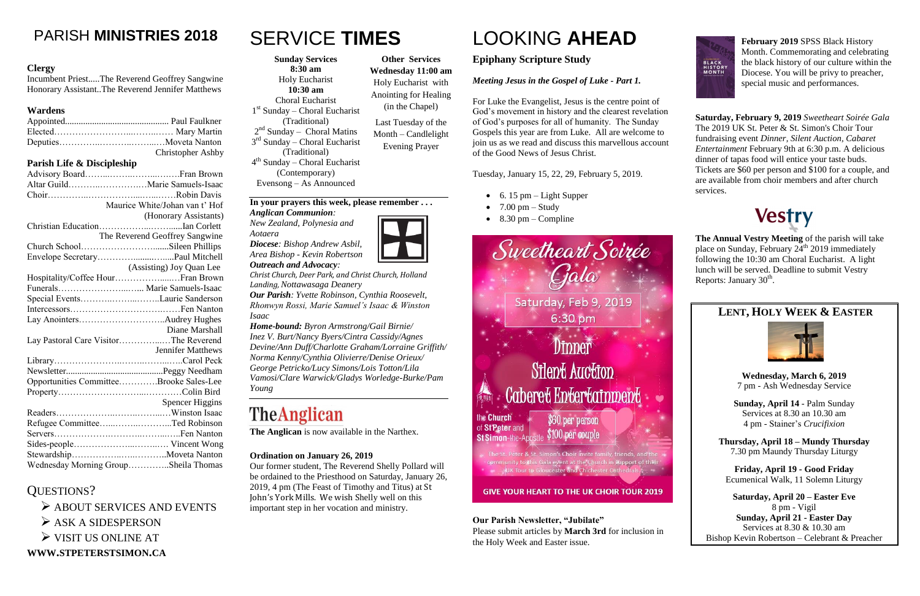# PARISH **MINISTRIES 2018**

### Clergy

Incumbent Priest.....The Reverend Geoffrey Sangwine
Honorary Assistant..The Reverend Jennifer Matthews

### Wardens

Appointed............................................. Paul Faulkner
Elected………………………..…….…… Mary Martin
Deputies…………..………..……...…Moveta Nanton
Christopher Ashby

### Parish Life & Discipleship

Advisory Board……...……..……...…….Fran Brown
Altar Guild………..…………….Marie Samuels-Isaac
Choir…………..…………….....…...……Robin Davis
Maurice White/Johan van t' Hof (Honorary Assistants)
Christian Education……………..…….......Ian Corlett
The Reverend Geoffrey Sangwine
Church School…………………….......Sileen Phillips
Envelope Secretary……………........…....Paul Mitchell
(Assisting) Joy Quan Lee
Hospitality/Coffee Hour…………….....…Fran Brown
Funerals…………………...…... Marie Samuels-Isaac
Special Events………..……...……..Laurie Sanderson
Intercessors……………………………..……Fen Nanton
Lay Anointers………………………..Audrey Hughes
Diane Marshall
Lay Pastoral Care Visitor…………...…The Reverend Jennifer Matthews
Library…………………..……..……...…..Carol Peck
Newsletter..........................................Peggy Needham
Opportunities Committee…………Brooke Sales-Lee
Property……………………...…………Colin Bird
Spencer Higgins
Readers……………………..……..………Winston Isaac
Refugee Committee…...……..………...Ted Robinson
Servers………………………..………....…..Fen Nanton
Sides-people………………...………..… Vincent Wong
Stewardship……………..…..……….Moveta Nanton
Wednesday Morning Group…………..Sheila Thomas

## QUESTIONS?

- ABOUT SERVICES AND EVENTS
- ASK A SIDESPERSON
- VISIT US ONLINE AT

**WWW.STPETERSTSIMON.CA**

# SERVICE **TIMES**

**Sunday Services**
**8:30 am**
Holy Eucharist
**10:30 am**
Choral Eucharist
1st Sunday – Choral Eucharist (Traditional)
2nd Sunday – Choral Matins
3rd Sunday – Choral Eucharist (Traditional)
4th Sunday – Choral Eucharist (Contemporary)
Evensong – As Announced

**Other Services**
**Wednesday 11:00 am**
Holy Eucharist with Anointing for Healing (in the Chapel)

Last Tuesday of the Month – Candlelight Evening Prayer

**In your prayers this week, please remember . . .**

***Anglican Communion:*** *New Zealand, Polynesia and Aotaera*
***Diocese:*** *Bishop Andrew Asbil, Area Bishop - Kevin Robertson*
***Outreach and Advocacy:*** *Christ Church, Deer Park, and Christ Church, Holland Landing, Nottawasaga Deanery*
***Our Parish:*** *Yvette Robinson, Cynthia Roosevelt, Rhonwyn Rossi, Marie Samuel's Isaac & Winston Isaac*
***Home-bound:*** *Byron Armstrong/Gail Birnie/ Inez V. Burt/Nancy Byers/Cintra Cassidy/Agnes Devine/Ann Duff/Charlotte Graham/Lorraine Griffith/ Norma Kenny/Cynthia Olivierre/Denise Orieux/ George Petricko/Lucy Simons/Lois Totton/Lila Vamosi/Clare Warwick/Gladys Worledge-Burke/Pam Young*

## TheAnglican

**The Anglican** is now available in the Narthex.

**Ordination on January 26, 2019**
Our former student, The Reverend Shelly Pollard will be ordained to the Priesthood on Saturday, January 26, 2019, 4 pm (The Feast of Timothy and Titus) at St John's York Mills. We wish Shelly well on this important step in her vocation and ministry.

# LOOKING **AHEAD**

### Epiphany Scripture Study

*Meeting Jesus in the Gospel of Luke - Part 1.*

For Luke the Evangelist, Jesus is the centre point of God's movement in history and the clearest revelation of God's purposes for all of humanity. The Sunday Gospels this year are from Luke. All are welcome to join us as we read and discuss this marvellous account of the Good News of Jesus Christ.

Tuesday, January 15, 22, 29, February 5, 2019.

- 6. 15 pm – Light Supper
- 7.00 pm – Study
- 8.30 pm – Compline

Sweetheart Soirée Gala
Saturday, Feb 9, 2019
6:30 pm
Dinner
Silent Auction
Cabaret Entertainment
the Church of St Peter and St Simon-the-Apostle
$60 per person
$100 per couple
The St. Peter & St. Simon's Choir invite family, friends, and the community to this Gala event at the Church in support of their UK Tour to Gloucester and Chichester Cathedrals.
GIVE YOUR HEART TO THE UK CHOIR TOUR 2019

**Our Parish Newsletter, "Jubilate"**
Please submit articles by **March 3rd** for inclusion in the Holy Week and Easter issue.

**February 2019** SPSS Black History Month. Commemorating and celebrating the black history of our culture within the Diocese. You will be privy to preacher, special music and performances.

**Saturday, February 9, 2019** *Sweetheart Soirée Gala* The 2019 UK St. Peter & St. Simon's Choir Tour fundraising event *Dinner, Silent Auction, Cabaret Entertainment* February 9th at 6:30 p.m. A delicious dinner of tapas food will entice your taste buds. Tickets are $60 per person and $100 for a couple, and are available from choir members and after church services.

## Vestry

**The Annual Vestry Meeting** of the parish will take place on Sunday, February 24th 2019 immediately following the 10:30 am Choral Eucharist. A light lunch will be served. Deadline to submit Vestry Reports: January 30th.

## LENT, HOLY WEEK & EASTER

**Wednesday, March 6, 2019**
7 pm - Ash Wednesday Service

**Sunday, April 14** - Palm Sunday
Services at 8.30 an 10.30 am
4 pm - Stainer's *Crucifixion*

**Thursday, April 18 – Mundy Thursday**
7.30 pm Maundy Thursday Liturgy

**Friday, April 19 - Good Friday**
Ecumenical Walk, 11 Solemn Liturgy

**Saturday, April 20 – Easter Eve**
8 pm - Vigil
**Sunday, April 21 - Easter Day**
Services at 8.30 & 10.30 am
Bishop Kevin Robertson – Celebrant & Preacher